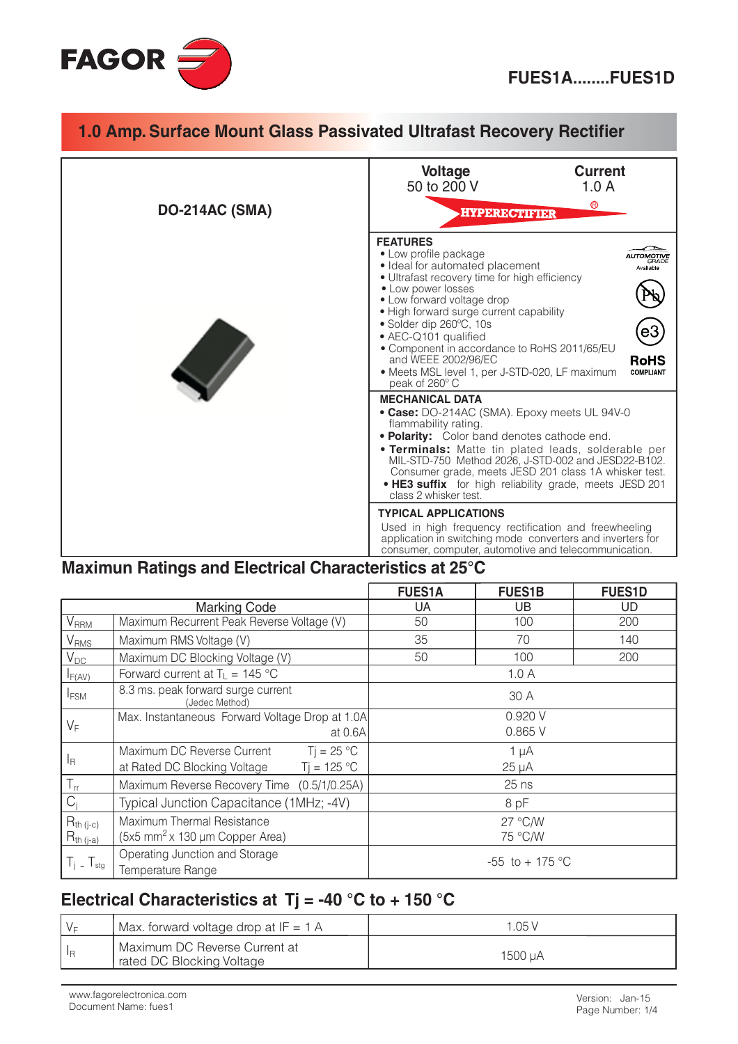FAGOR

# FUES1A........FUES1D

## 1.0 Amp. Surface Mount Glass Passivated Ultrafast Recovery Rectifier

**DO-214AC (SMA)**

| **Voltage** | **Current** |
|---|---|
| 50 to 200 V | 1.0 A |

HYPERECTIFIER®

**FEATURES**

- Low profile package
- Ideal for automated placement
- Ultrafast recovery time for high efficiency
- Low power losses
- Low forward voltage drop
- High forward surge current capability
- Solder dip 260ºC, 10s
- AEC-Q101 qualified
- Component in accordance to RoHS 2011/65/EU and WEEE 2002/96/EC
- Meets MSL level 1, per J-STD-020, LF maximum peak of 260º C

AUTOMOTIVE GRADE Available

RoHS COMPLIANT

**MECHANICAL DATA**

- **Case:** DO-214AC (SMA). Epoxy meets UL 94V-0 flammability rating.
- **Polarity:** Color band denotes cathode end.
- **Terminals:** Matte tin plated leads, solderable per MIL-STD-750 Method 2026, J-STD-002 and JESD22-B102. Consumer grade, meets JESD 201 class 1A whisker test.
- **HE3 suffix** for high reliability grade, meets JESD 201 class 2 whisker test.

**TYPICAL APPLICATIONS**

Used in high frequency rectification and freewheeling application in switching mode converters and inverters for consumer, computer, automotive and telecommunication.

## Maximun Ratings and Electrical Characteristics at 25°C

| | | FUES1A | FUES1B | FUES1D |
|---|---|---|---|---|
| | Marking Code | UA | UB | UD |
| $V_{RRM}$ | Maximum Recurrent Peak Reverse Voltage (V) | 50 | 100 | 200 |
| $V_{RMS}$ | Maximum RMS Voltage (V) | 35 | 70 | 140 |
| $V_{DC}$ | Maximum DC Blocking Voltage (V) | 50 | 100 | 200 |
| $I_{F(AV)}$ | Forward current at $T_L$ = 145 °C | 1.0 A | | |
| $I_{FSM}$ | 8.3 ms. peak forward surge current (Jedec Method) | 30 A | | |
| $V_F$ | Max. Instantaneous Forward Voltage Drop at 1.0A | 0.920 V | | |
| | at 0.6A | 0.865 V | | |
| $I_R$ | Maximum DC Reverse Current at Rated DC Blocking Voltage, Tj = 25 °C | 1 µA | | |
| | Tj = 125 °C | 25 µA | | |
| $T_{rr}$ | Maximum Reverse Recovery Time (0.5/1/0.25A) | 25 ns | | |
| $C_j$ | Typical Junction Capacitance (1MHz; -4V) | 8 pF | | |
| $R_{th\ (j-c)}$ | Maximum Thermal Resistance (5x5 mm$^2$ x 130 µm Copper Area) | 27 °C/W | | |
| $R_{th\ (j-a)}$ | | 75 °C/W | | |
| $T_j$ - $T_{stg}$ | Operating Junction and Storage Temperature Range | -55 to + 175 °C | | |

## Electrical Characteristics at Tj = -40 °C to + 150 °C

| | | |
|---|---|---|
| $V_F$ | Max. forward voltage drop at IF = 1 A | 1.05 V |
| $I_R$ | Maximum DC Reverse Current at rated DC Blocking Voltage | 1500 µA |

www.fagorelectronica.com
Document Name: fues1

Version: Jan-15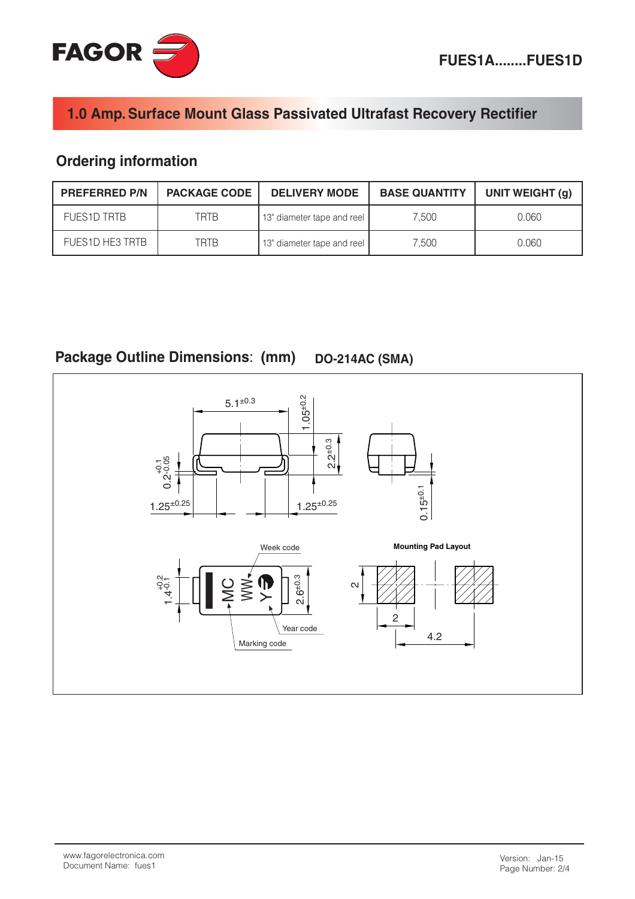1.0 Amp. Surface Mount Glass Passivated Ultrafast Recovery Rectifier

## Ordering information

| PREFERRED P/N | PACKAGE CODE | DELIVERY MODE | BASE QUANTITY | UNIT WEIGHT (g) |
|---|---|---|---|---|
| FUES1D TRTB | TRTB | 13" diameter tape and reel | 7,500 | 0.060 |
| FUES1D HE3 TRTB | TRTB | 13" diameter tape and reel | 7,500 | 0.060 |

## Package Outline Dimensions: (mm) DO-214AC (SMA)

$5.1^{\pm0.3}$

$1.05^{\pm0.2}$

$2.2^{\pm0.3}$

$0.2^{+0.1}_{-0.05}$

$1.25^{\pm0.25}$

$1.25^{\pm0.25}$

$0.15^{\pm0.1}$

Week code

$1.4^{+0.2}_{-0.1}$

MC WW Y

$2.6^{\pm0.3}$

Year code

Marking code

**Mounting Pad Layout**

2

2

4.2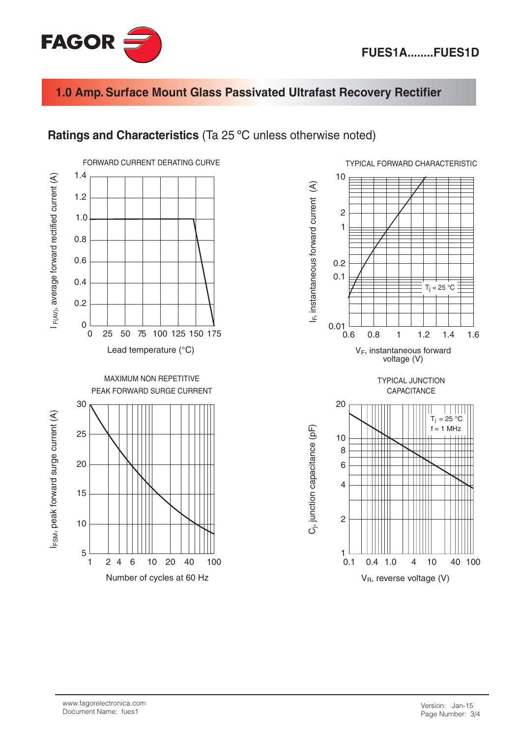## 1.0 Amp. Surface Mount Glass Passivated Ultrafast Recovery Rectifier

## Ratings and Characteristics (Ta 25 °C unless otherwise noted)

FORWARD CURRENT DERATING CURVE

$I_{F(AV)}$, average forward rectified current (A)

Lead temperature (°C)

TYPICAL FORWARD CHARACTERISTIC

$I_F$, instantaneous forward current (A)

$T_j$ = 25 °C

$V_F$, instantaneous forward voltage (V)

MAXIMUM NON REPETITIVE PEAK FORWARD SURGE CURRENT

$I_{FSM}$, peak forward surge current (A)

Number of cycles at 60 Hz

TYPICAL JUNCTION CAPACITANCE

$C_j$, junction capacitance (pF)

$T_j$ = 25 °C
f = 1 MHz

$V_R$, reverse voltage (V)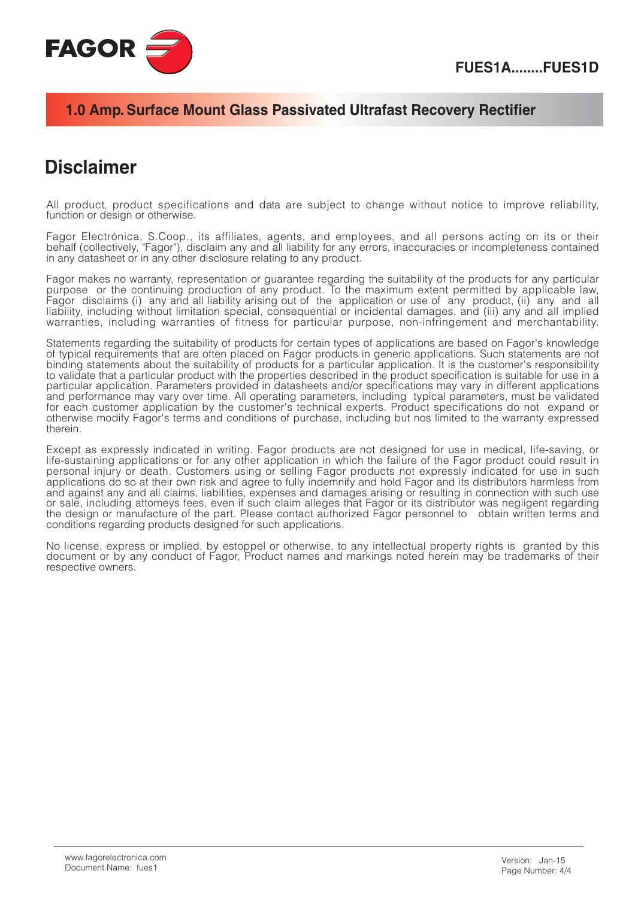# Disclaimer

All product, product specifications and data are subject to change without notice to improve reliability, function or design or otherwise.

Fagor Electrónica, S.Coop., its affiliates, agents, and employees, and all persons acting on its or their behalf (collectively, "Fagor"), disclaim any and all liability for any errors, inaccuracies or incompleteness contained in any datasheet or in any other disclosure relating to any product.

Fagor makes no warranty, representation or guarantee regarding the suitability of the products for any particular purpose or the continuing production of any product. To the maximum extent permitted by applicable law, Fagor disclaims (i) any and all liability arising out of the application or use of any product, (ii) any and all liability, including without limitation special, consequential or incidental damages, and (iii) any and all implied warranties, including warranties of fitness for particular purpose, non-infringement and merchantability.

Statements regarding the suitability of products for certain types of applications are based on Fagor's knowledge of typical requirements that are often placed on Fagor products in generic applications. Such statements are not binding statements about the suitability of products for a particular application. It is the customer's responsibility to validate that a particular product with the properties described in the product specification is suitable for use in a particular application. Parameters provided in datasheets and/or specifications may vary in different applications and performance may vary over time. All operating parameters, including typical parameters, must be validated for each customer application by the customer's technical experts. Product specifications do not expand or otherwise modify Fagor's terms and conditions of purchase, including but nos limited to the warranty expressed therein.

Except as expressly indicated in writing. Fagor products are not designed for use in medical, life-saving, or life-sustaining applications or for any other application in which the failure of the Fagor product could result in personal injury or death. Customers using or selling Fagor products not expressly indicated for use in such applications do so at their own risk and agree to fully indemnify and hold Fagor and its distributors harmless from and against any and all claims, liabilities, expenses and damages arising or resulting in connection with such use or sale, including attomeys fees, even if such claim alleges that Fagor or its distributor was negligent regarding the design or manufacture of the part. Please contact authorized Fagor personnel to obtain written terms and conditions regarding products designed for such applications.

No license, express or implied, by estoppel or otherwise, to any intellectual property rights is granted by this document or by any conduct of Fagor, Product names and markings noted herein may be trademarks of their respective owners.